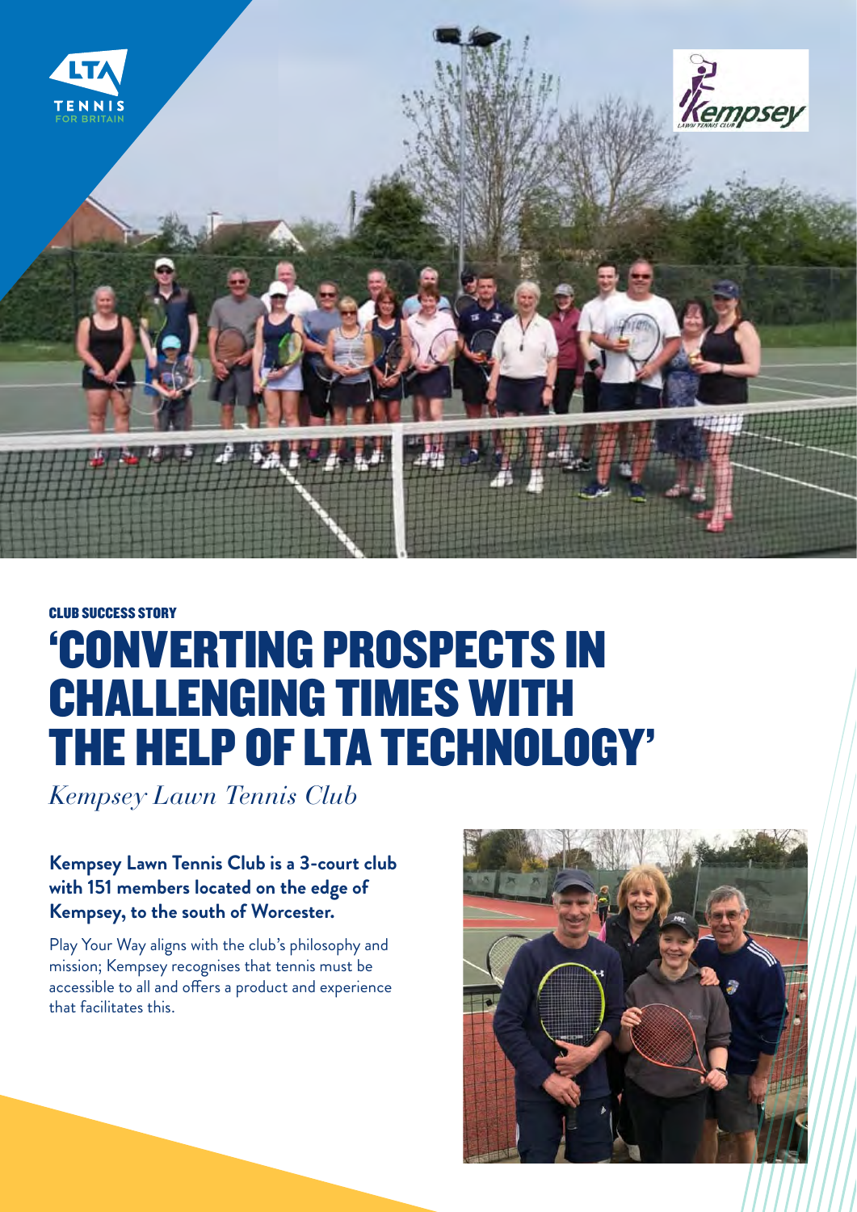CLUB SUCCESS STORY

# 'CONVERTING PROSPECTS IN CHALLENGING TIMES WITH THE HELP OF LTA TECHNOLOGY'

*Kempsey Lawn Tennis Club*

**Kempsey Lawn Tennis Club is a 3-court club with 151 members located on the edge of Kempsey, to the south of Worcester.**

Play Your Way aligns with the club's philosophy and mission; Kempsey recognises that tennis must be accessible to all and offers a product and experience that facilitates this.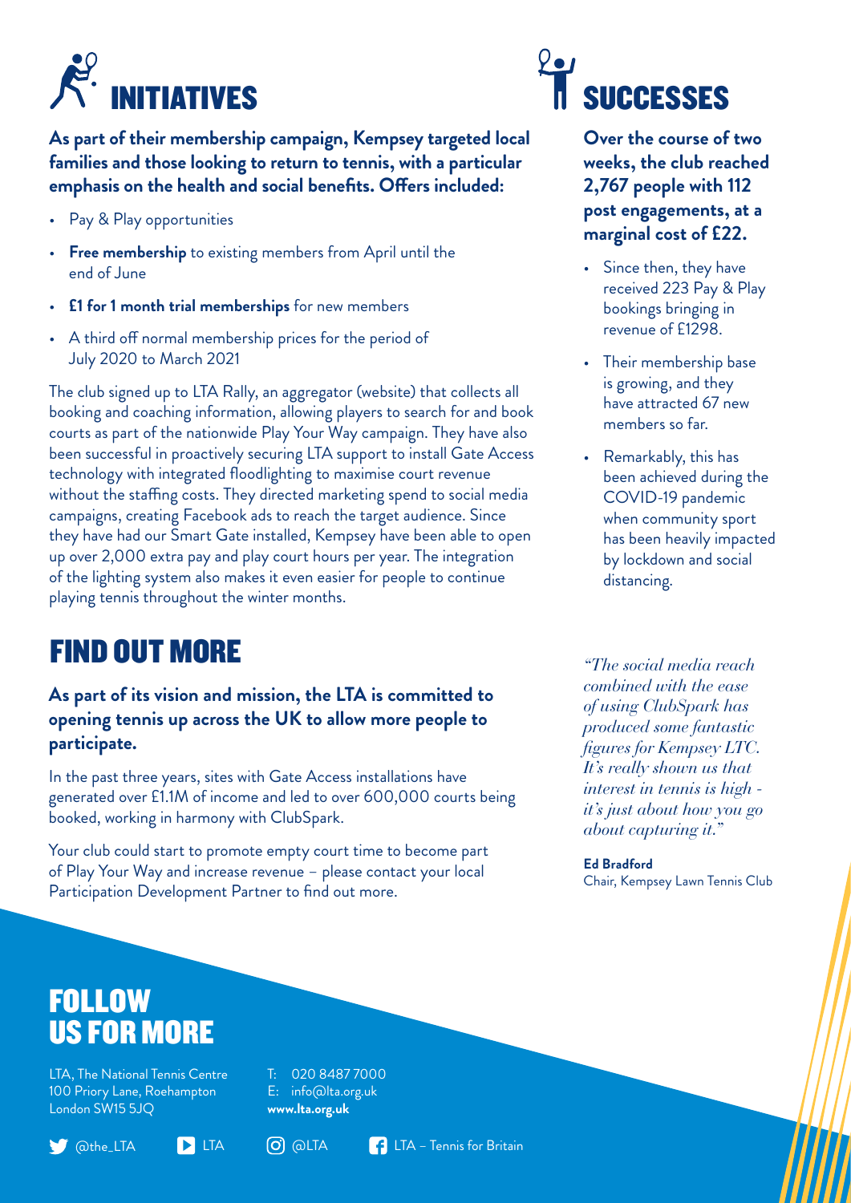# INITIATIVES

**As part of their membership campaign, Kempsey targeted local families and those looking to return to tennis, with a particular emphasis on the health and social benefits. Offers included:**

- Pay & Play opportunities
- **Free membership** to existing members from April until the end of June
- **£1 for 1 month trial memberships** for new members
- A third off normal membership prices for the period of July 2020 to March 2021

The club signed up to LTA Rally, an aggregator (website) that collects all booking and coaching information, allowing players to search for and book courts as part of the nationwide Play Your Way campaign. They have also been successful in proactively securing LTA support to install Gate Access technology with integrated floodlighting to maximise court revenue without the staffing costs. They directed marketing spend to social media campaigns, creating Facebook ads to reach the target audience. Since they have had our Smart Gate installed, Kempsey have been able to open up over 2,000 extra pay and play court hours per year. The integration of the lighting system also makes it even easier for people to continue playing tennis throughout the winter months.

# SUCCESSES

**Over the course of two weeks, the club reached 2,767 people with 112 post engagements, at a marginal cost of £22.**

- Since then, they have received 223 Pay & Play bookings bringing in revenue of £1298.
- Their membership base is growing, and they have attracted 67 new members so far.
- Remarkably, this has been achieved during the COVID-19 pandemic when community sport has been heavily impacted by lockdown and social distancing.

*"The social media reach combined with the ease of using ClubSpark has produced some fantastic figures for Kempsey LTC. It's really shown us that interest in tennis is high - it's just about how you go about capturing it."*

**Ed Bradford**
Chair, Kempsey Lawn Tennis Club

# FIND OUT MORE

**As part of its vision and mission, the LTA is committed to opening tennis up across the UK to allow more people to participate.**

In the past three years, sites with Gate Access installations have generated over £1.1M of income and led to over 600,000 courts being booked, working in harmony with ClubSpark.

Your club could start to promote empty court time to become part of Play Your Way and increase revenue – please contact your local Participation Development Partner to find out more.

# FOLLOW US FOR MORE

LTA, The National Tennis Centre
100 Priory Lane, Roehampton
London SW15 5JQ

T: 020 8487 7000
E: info@lta.org.uk
**www.lta.org.uk**

@the_LTA
LTA
@LTA
LTA – Tennis for Britain